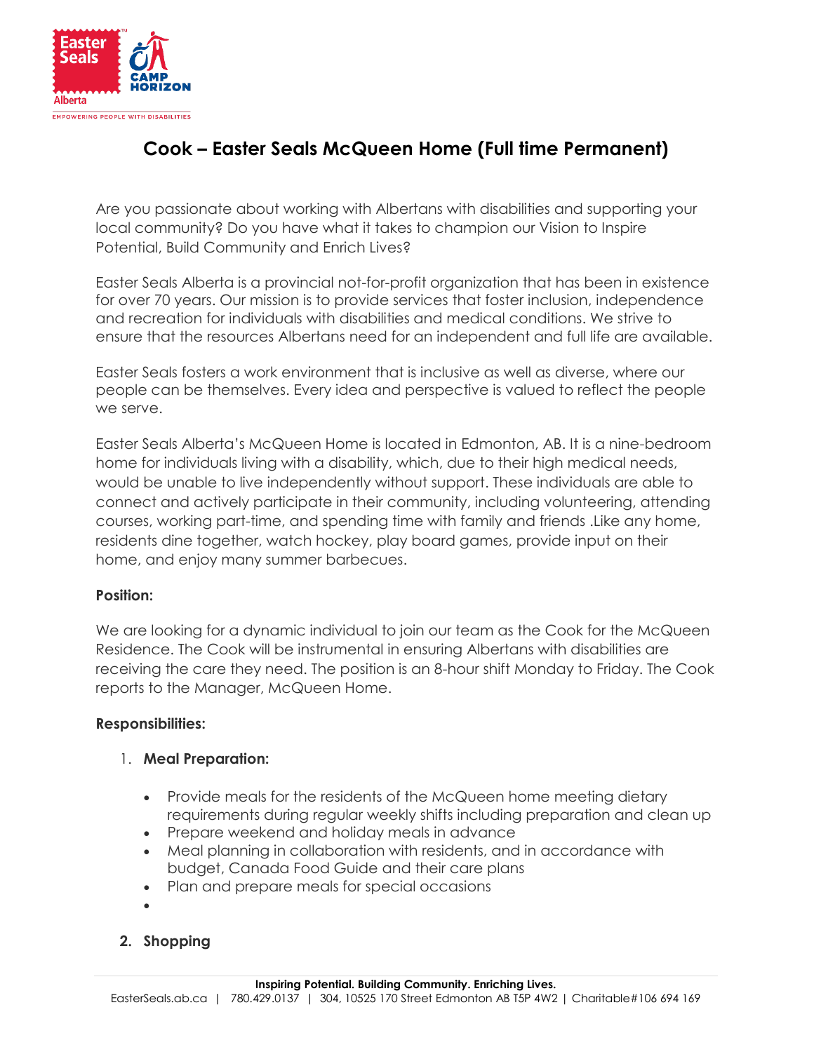# Cook – Easter Seals McQueen Home (Full time Permanent)

Are you passionate about working with Albertans with disabilities and supporting your local community? Do you have what it takes to champion our Vision to Inspire Potential, Build Community and Enrich Lives?

Easter Seals Alberta is a provincial not-for-profit organization that has been in existence for over 70 years. Our mission is to provide services that foster inclusion, independence and recreation for individuals with disabilities and medical conditions. We strive to ensure that the resources Albertans need for an independent and full life are available.

Easter Seals fosters a work environment that is inclusive as well as diverse, where our people can be themselves. Every idea and perspective is valued to reflect the people we serve.

Easter Seals Alberta's McQueen Home is located in Edmonton, AB. It is a nine-bedroom home for individuals living with a disability, which, due to their high medical needs, would be unable to live independently without support. These individuals are able to connect and actively participate in their community, including volunteering, attending courses, working part-time, and spending time with family and friends .Like any home, residents dine together, watch hockey, play board games, provide input on their home, and enjoy many summer barbecues.

**Position:**

We are looking for a dynamic individual to join our team as the Cook for the McQueen Residence. The Cook will be instrumental in ensuring Albertans with disabilities are receiving the care they need. The position is an 8-hour shift Monday to Friday. The Cook reports to the Manager, McQueen Home.

**Responsibilities:**

1. **Meal Preparation:**
   - Provide meals for the residents of the McQueen home meeting dietary requirements during regular weekly shifts including preparation and clean up
   - Prepare weekend and holiday meals in advance
   - Meal planning in collaboration with residents, and in accordance with budget, Canada Food Guide and their care plans
   - Plan and prepare meals for special occasions
   -
2. **Shopping**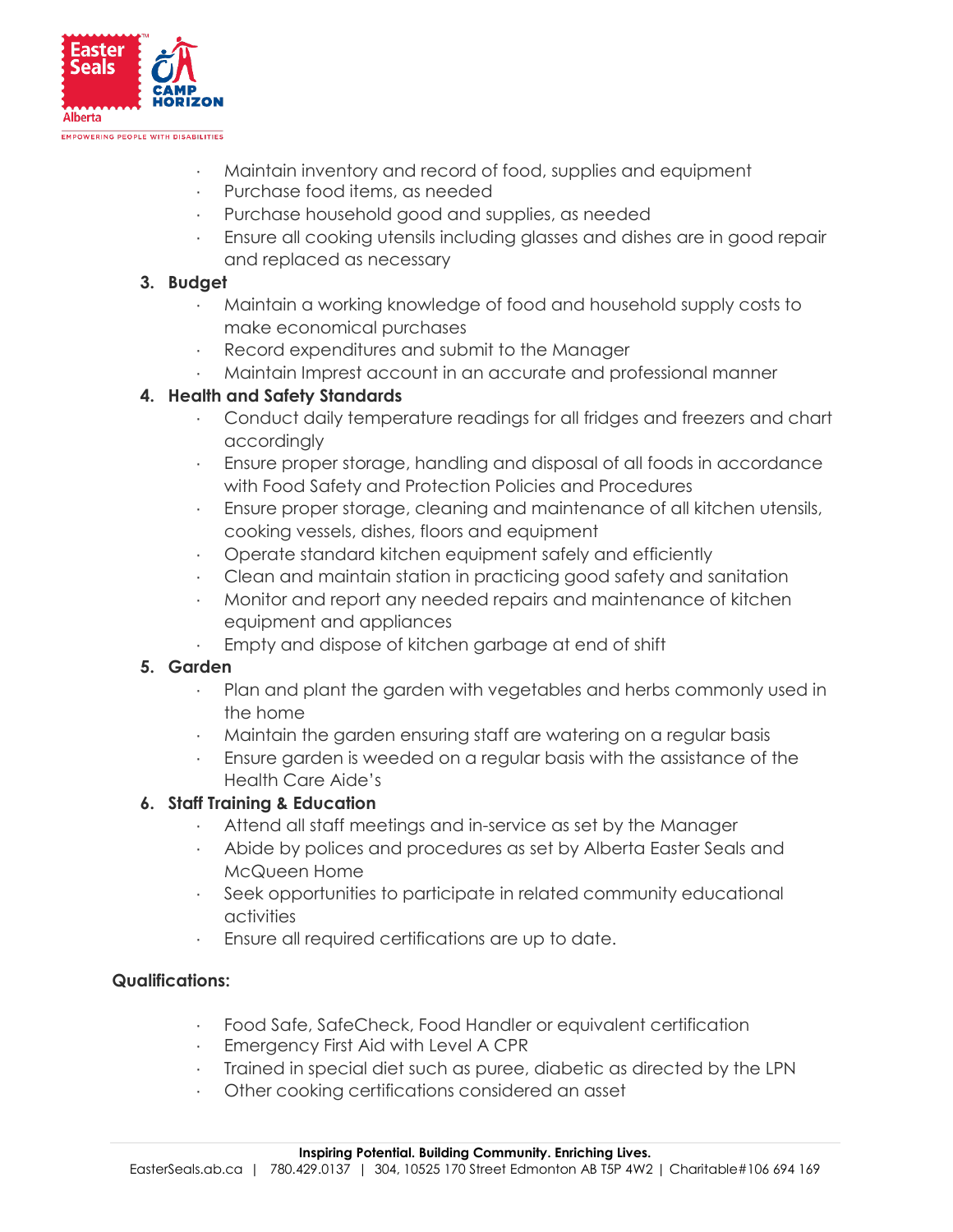- Maintain inventory and record of food, supplies and equipment
- Purchase food items, as needed
- Purchase household good and supplies, as needed
- Ensure all cooking utensils including glasses and dishes are in good repair and replaced as necessary

3. **Budget**
   - Maintain a working knowledge of food and household supply costs to make economical purchases
   - Record expenditures and submit to the Manager
   - Maintain Imprest account in an accurate and professional manner
4. **Health and Safety Standards**
   - Conduct daily temperature readings for all fridges and freezers and chart accordingly
   - Ensure proper storage, handling and disposal of all foods in accordance with Food Safety and Protection Policies and Procedures
   - Ensure proper storage, cleaning and maintenance of all kitchen utensils, cooking vessels, dishes, floors and equipment
   - Operate standard kitchen equipment safely and efficiently
   - Clean and maintain station in practicing good safety and sanitation
   - Monitor and report any needed repairs and maintenance of kitchen equipment and appliances
   - Empty and dispose of kitchen garbage at end of shift
5. **Garden**
   - Plan and plant the garden with vegetables and herbs commonly used in the home
   - Maintain the garden ensuring staff are watering on a regular basis
   - Ensure garden is weeded on a regular basis with the assistance of the Health Care Aide's
6. **Staff Training & Education**
   - Attend all staff meetings and in-service as set by the Manager
   - Abide by polices and procedures as set by Alberta Easter Seals and McQueen Home
   - Seek opportunities to participate in related community educational activities
   - Ensure all required certifications are up to date.

**Qualifications:**

- Food Safe, SafeCheck, Food Handler or equivalent certification
- Emergency First Aid with Level A CPR
- Trained in special diet such as puree, diabetic as directed by the LPN
- Other cooking certifications considered an asset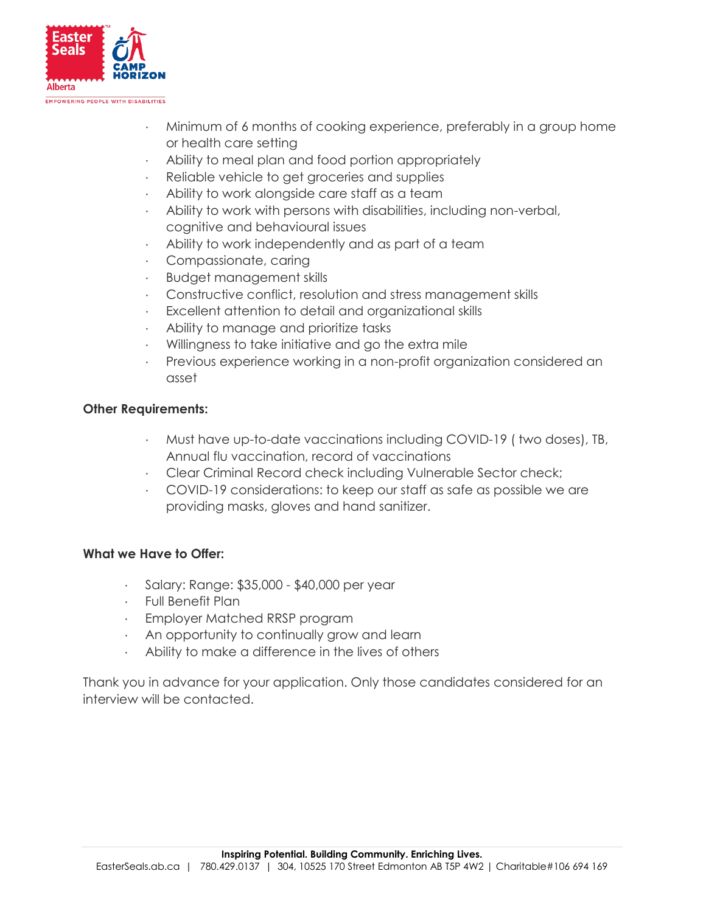- Minimum of 6 months of cooking experience, preferably in a group home or health care setting
- Ability to meal plan and food portion appropriately
- Reliable vehicle to get groceries and supplies
- Ability to work alongside care staff as a team
- Ability to work with persons with disabilities, including non-verbal, cognitive and behavioural issues
- Ability to work independently and as part of a team
- Compassionate, caring
- Budget management skills
- Constructive conflict, resolution and stress management skills
- Excellent attention to detail and organizational skills
- Ability to manage and prioritize tasks
- Willingness to take initiative and go the extra mile
- Previous experience working in a non-profit organization considered an asset

**Other Requirements:**

- Must have up-to-date vaccinations including COVID-19 ( two doses), TB, Annual flu vaccination, record of vaccinations
- Clear Criminal Record check including Vulnerable Sector check;
- COVID-19 considerations: to keep our staff as safe as possible we are providing masks, gloves and hand sanitizer.

**What we Have to Offer:**

- Salary: Range: $35,000 - $40,000 per year
- Full Benefit Plan
- Employer Matched RRSP program
- An opportunity to continually grow and learn
- Ability to make a difference in the lives of others

Thank you in advance for your application. Only those candidates considered for an interview will be contacted.